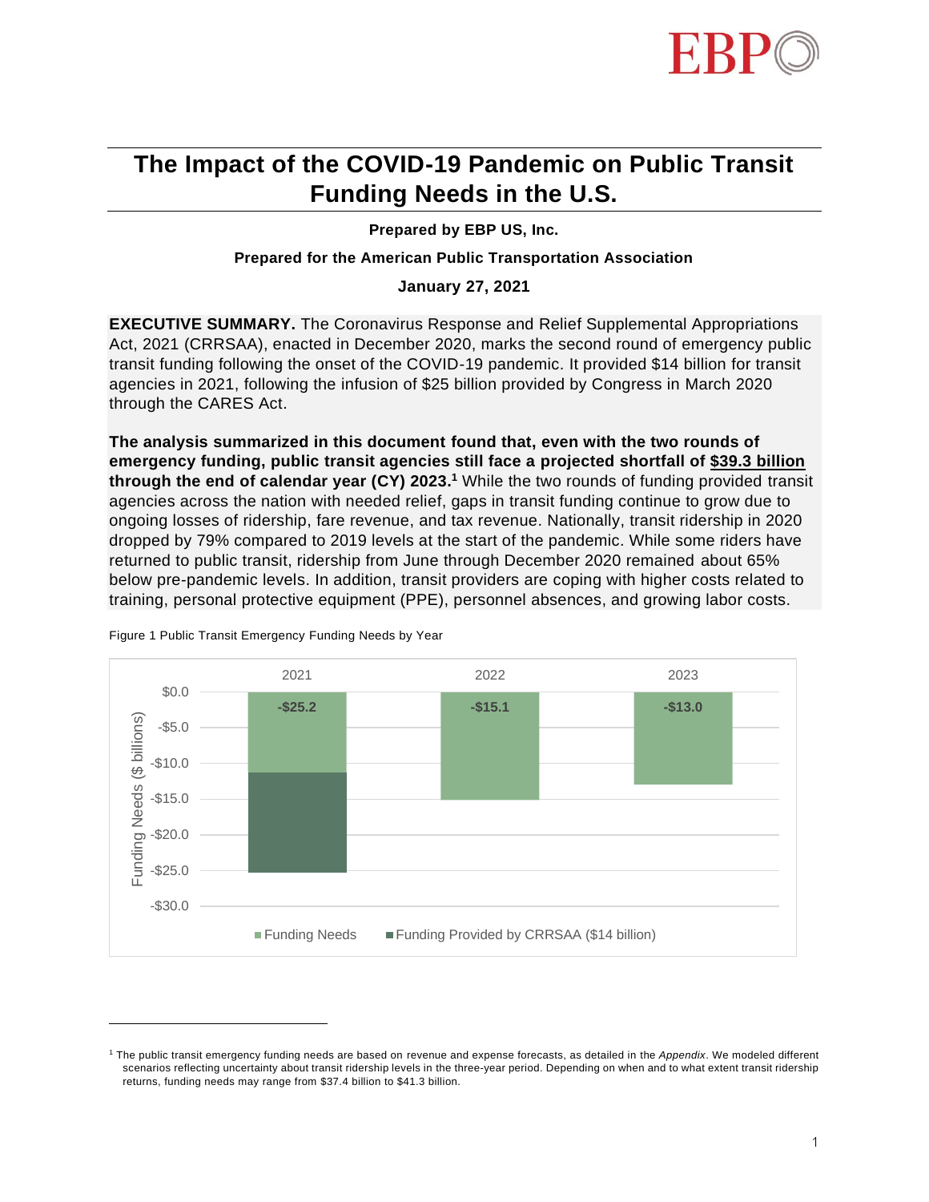# The Impact of the COVID-19 Pandemic on Public Transit Funding Needs in the U.S.

**Prepared by EBP US, Inc.**

**Prepared for the American Public Transportation Association**

**January 27, 2021**

**EXECUTIVE SUMMARY.** The Coronavirus Response and Relief Supplemental Appropriations Act, 2021 (CRRSAA), enacted in December 2020, marks the second round of emergency public transit funding following the onset of the COVID-19 pandemic. It provided $14 billion for transit agencies in 2021, following the infusion of $25 billion provided by Congress in March 2020 through the CARES Act.

**The analysis summarized in this document found that, even with the two rounds of emergency funding, public transit agencies still face a projected shortfall of <u>$39.3 billion</u> through the end of calendar year (CY) 2023.[1]** While the two rounds of funding provided transit agencies across the nation with needed relief, gaps in transit funding continue to grow due to ongoing losses of ridership, fare revenue, and tax revenue. Nationally, transit ridership in 2020 dropped by 79% compared to 2019 levels at the start of the pandemic. While some riders have returned to public transit, ridership from June through December 2020 remained about 65% below pre-pandemic levels. In addition, transit providers are coping with higher costs related to training, personal protective equipment (PPE), personnel absences, and growing labor costs.

Figure 1 Public Transit Emergency Funding Needs by Year

| Year | Funding Needs ($ billions) |
|---|---|
| 2021 | -$25.2 |
| 2022 | -$15.1 |
| 2023 | -$13.0 |

Legend: Funding Needs; Funding Provided by CRRSAA ($14 billion)

[1] The public transit emergency funding needs are based on revenue and expense forecasts, as detailed in the *Appendix*. We modeled different scenarios reflecting uncertainty about transit ridership levels in the three-year period. Depending on when and to what extent transit ridership returns, funding needs may range from $37.4 billion to $41.3 billion.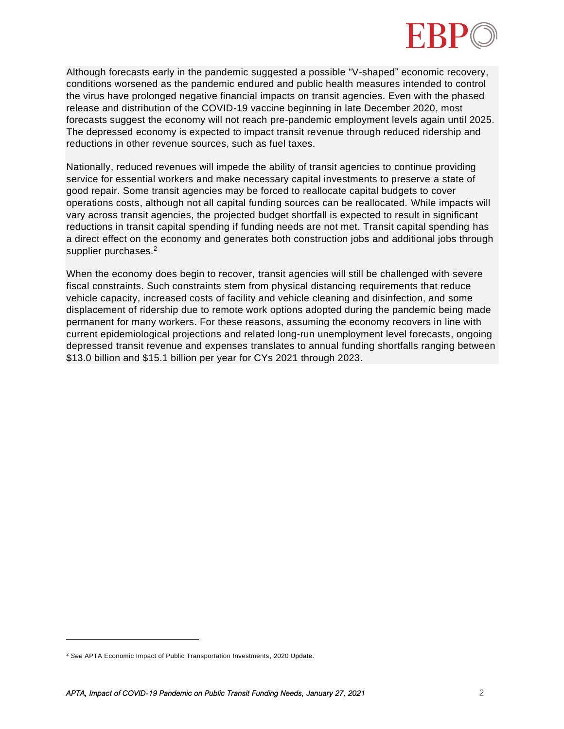Although forecasts early in the pandemic suggested a possible "V-shaped" economic recovery, conditions worsened as the pandemic endured and public health measures intended to control the virus have prolonged negative financial impacts on transit agencies. Even with the phased release and distribution of the COVID-19 vaccine beginning in late December 2020, most forecasts suggest the economy will not reach pre-pandemic employment levels again until 2025. The depressed economy is expected to impact transit revenue through reduced ridership and reductions in other revenue sources, such as fuel taxes.

Nationally, reduced revenues will impede the ability of transit agencies to continue providing service for essential workers and make necessary capital investments to preserve a state of good repair. Some transit agencies may be forced to reallocate capital budgets to cover operations costs, although not all capital funding sources can be reallocated. While impacts will vary across transit agencies, the projected budget shortfall is expected to result in significant reductions in transit capital spending if funding needs are not met. Transit capital spending has a direct effect on the economy and generates both construction jobs and additional jobs through supplier purchases.[2]

When the economy does begin to recover, transit agencies will still be challenged with severe fiscal constraints. Such constraints stem from physical distancing requirements that reduce vehicle capacity, increased costs of facility and vehicle cleaning and disinfection, and some displacement of ridership due to remote work options adopted during the pandemic being made permanent for many workers. For these reasons, assuming the economy recovers in line with current epidemiological projections and related long-run unemployment level forecasts, ongoing depressed transit revenue and expenses translates to annual funding shortfalls ranging between $13.0 billion and $15.1 billion per year for CYs 2021 through 2023.

---

[2] *See* APTA Economic Impact of Public Transportation Investments, 2020 Update.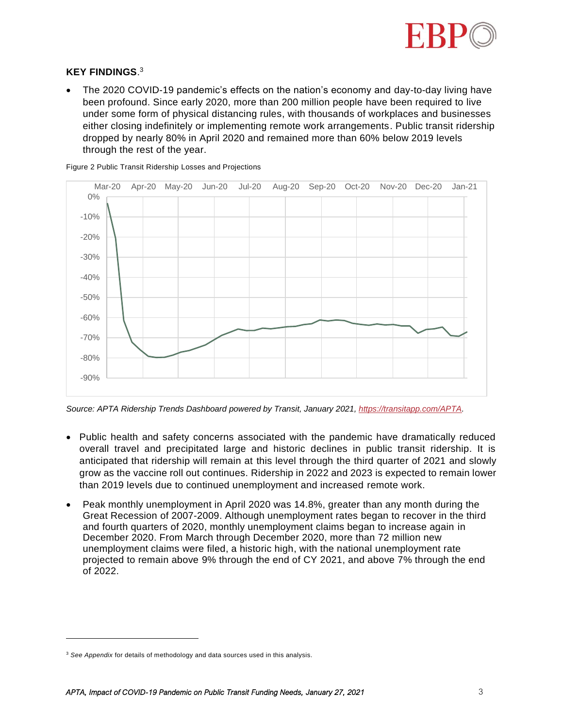**KEY FINDINGS**.[3]

- The 2020 COVID-19 pandemic's effects on the nation's economy and day-to-day living have been profound. Since early 2020, more than 200 million people have been required to live under some form of physical distancing rules, with thousands of workplaces and businesses either closing indefinitely or implementing remote work arrangements. Public transit ridership dropped by nearly 80% in April 2020 and remained more than 60% below 2019 levels through the rest of the year.

Figure 2 Public Transit Ridership Losses and Projections

*Source: APTA Ridership Trends Dashboard powered by Transit, January 2021, https://transitapp.com/APTA.*

- Public health and safety concerns associated with the pandemic have dramatically reduced overall travel and precipitated large and historic declines in public transit ridership. It is anticipated that ridership will remain at this level through the third quarter of 2021 and slowly grow as the vaccine roll out continues. Ridership in 2022 and 2023 is expected to remain lower than 2019 levels due to continued unemployment and increased remote work.

- Peak monthly unemployment in April 2020 was 14.8%, greater than any month during the Great Recession of 2007-2009. Although unemployment rates began to recover in the third and fourth quarters of 2020, monthly unemployment claims began to increase again in December 2020. From March through December 2020, more than 72 million new unemployment claims were filed, a historic high, with the national unemployment rate projected to remain above 9% through the end of CY 2021, and above 7% through the end of 2022.

---

[3] *See Appendix* for details of methodology and data sources used in this analysis.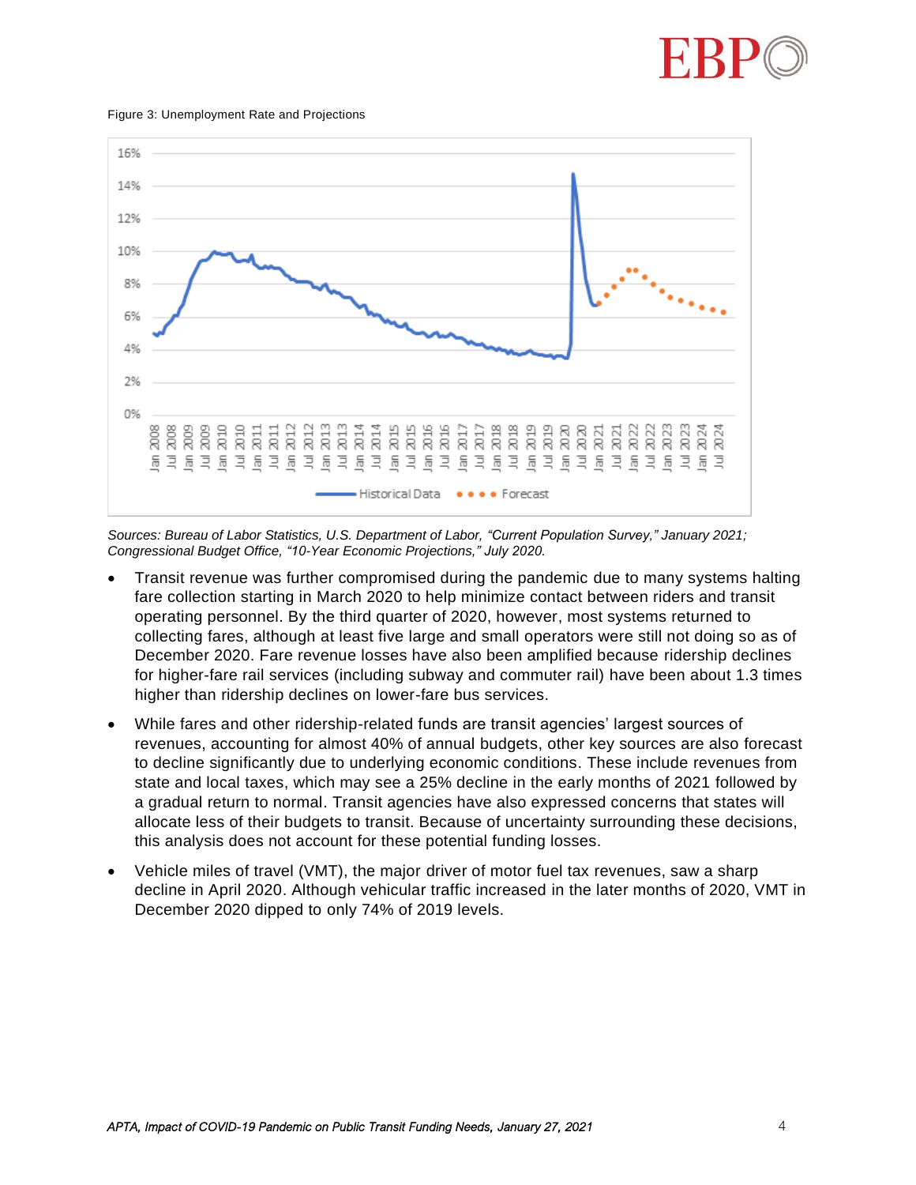Figure 3: Unemployment Rate and Projections

*Sources: Bureau of Labor Statistics, U.S. Department of Labor, "Current Population Survey," January 2021; Congressional Budget Office, "10-Year Economic Projections," July 2020.*

- Transit revenue was further compromised during the pandemic due to many systems halting fare collection starting in March 2020 to help minimize contact between riders and transit operating personnel. By the third quarter of 2020, however, most systems returned to collecting fares, although at least five large and small operators were still not doing so as of December 2020. Fare revenue losses have also been amplified because ridership declines for higher-fare rail services (including subway and commuter rail) have been about 1.3 times higher than ridership declines on lower-fare bus services.
- While fares and other ridership-related funds are transit agencies' largest sources of revenues, accounting for almost 40% of annual budgets, other key sources are also forecast to decline significantly due to underlying economic conditions. These include revenues from state and local taxes, which may see a 25% decline in the early months of 2021 followed by a gradual return to normal. Transit agencies have also expressed concerns that states will allocate less of their budgets to transit. Because of uncertainty surrounding these decisions, this analysis does not account for these potential funding losses.
- Vehicle miles of travel (VMT), the major driver of motor fuel tax revenues, saw a sharp decline in April 2020. Although vehicular traffic increased in the later months of 2020, VMT in December 2020 dipped to only 74% of 2019 levels.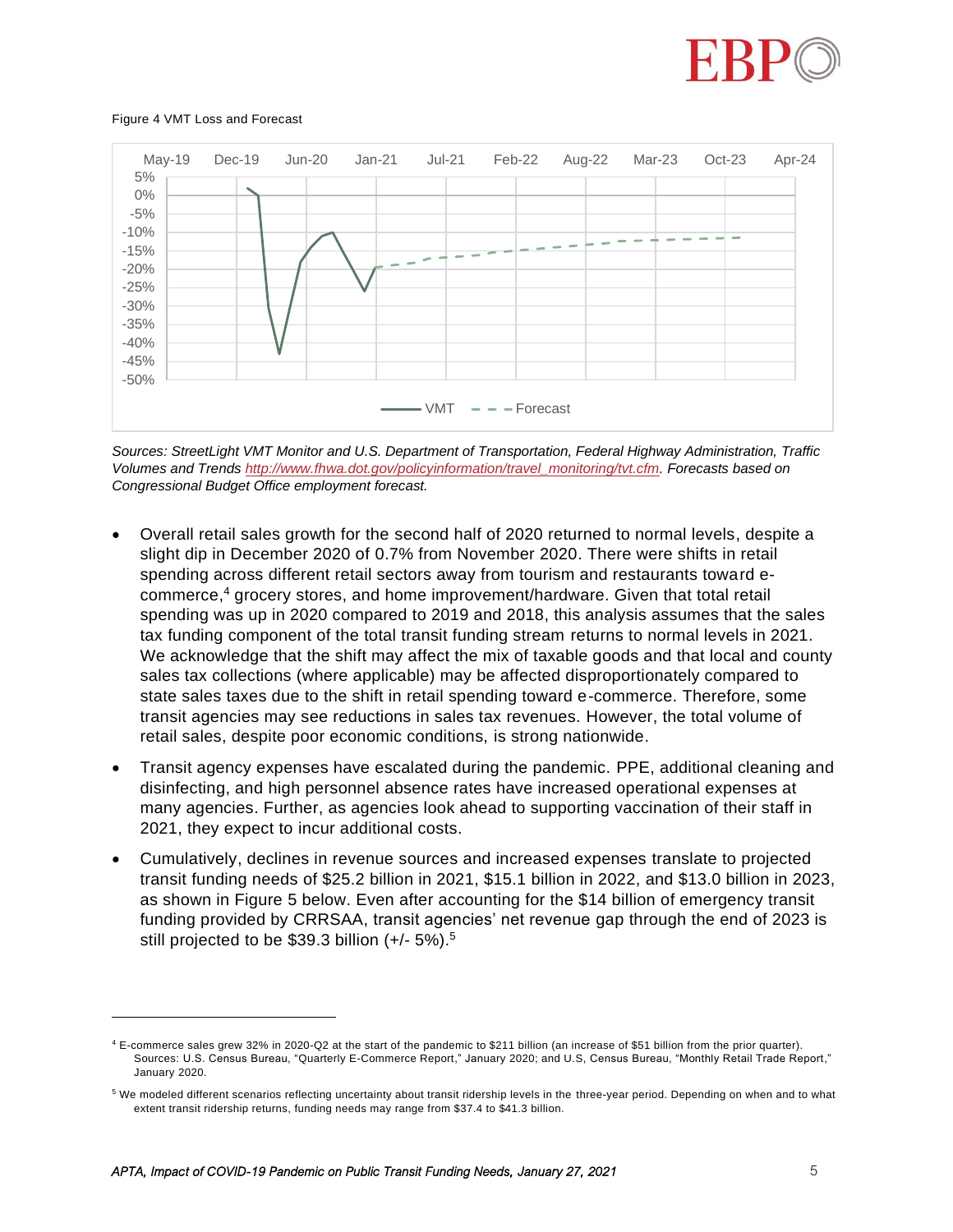Figure 4 VMT Loss and Forecast

Sources: *StreetLight VMT Monitor and U.S. Department of Transportation, Federal Highway Administration, Traffic Volumes and Trends [http://www.fhwa.dot.gov/policyinformation/travel_monitoring/tvt.cfm](http://www.fhwa.dot.gov/policyinformation/travel_monitoring/tvt.cfm). Forecasts based on Congressional Budget Office employment forecast.*

- Overall retail sales growth for the second half of 2020 returned to normal levels, despite a slight dip in December 2020 of 0.7% from November 2020. There were shifts in retail spending across different retail sectors away from tourism and restaurants toward e-commerce,[4] grocery stores, and home improvement/hardware. Given that total retail spending was up in 2020 compared to 2019 and 2018, this analysis assumes that the sales tax funding component of the total transit funding stream returns to normal levels in 2021. We acknowledge that the shift may affect the mix of taxable goods and that local and county sales tax collections (where applicable) may be affected disproportionately compared to state sales taxes due to the shift in retail spending toward e-commerce. Therefore, some transit agencies may see reductions in sales tax revenues. However, the total volume of retail sales, despite poor economic conditions, is strong nationwide.
- Transit agency expenses have escalated during the pandemic. PPE, additional cleaning and disinfecting, and high personnel absence rates have increased operational expenses at many agencies. Further, as agencies look ahead to supporting vaccination of their staff in 2021, they expect to incur additional costs.
- Cumulatively, declines in revenue sources and increased expenses translate to projected transit funding needs of $25.2 billion in 2021, $15.1 billion in 2022, and $13.0 billion in 2023, as shown in Figure 5 below. Even after accounting for the $14 billion of emergency transit funding provided by CRRSAA, transit agencies' net revenue gap through the end of 2023 is still projected to be $39.3 billion (+/- 5%).[5]

---

[4] E-commerce sales grew 32% in 2020-Q2 at the start of the pandemic to $211 billion (an increase of $51 billion from the prior quarter). Sources: U.S. Census Bureau, "Quarterly E-Commerce Report," January 2020; and U.S, Census Bureau, "Monthly Retail Trade Report," January 2020.

[5] We modeled different scenarios reflecting uncertainty about transit ridership levels in the three-year period. Depending on when and to what extent transit ridership returns, funding needs may range from $37.4 to $41.3 billion.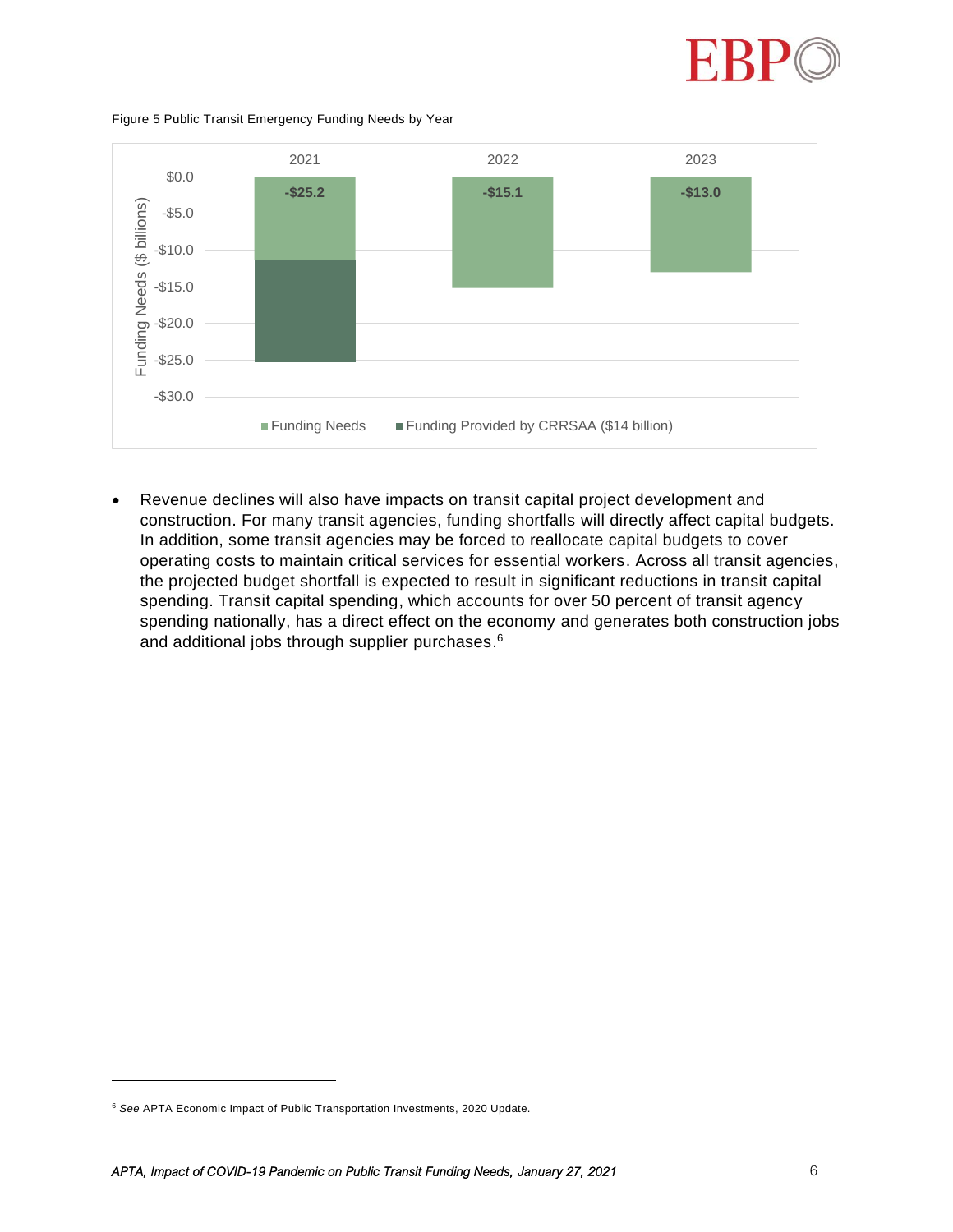Figure 5 Public Transit Emergency Funding Needs by Year

| | 2021 | 2022 | 2023 |
| --- | --- | --- | --- |
| Funding Needs ($ billions) | -$25.2 | -$15.1 | -$13.0 |

Funding Needs; Funding Provided by CRRSAA ($14 billion)

- Revenue declines will also have impacts on transit capital project development and construction. For many transit agencies, funding shortfalls will directly affect capital budgets. In addition, some transit agencies may be forced to reallocate capital budgets to cover operating costs to maintain critical services for essential workers. Across all transit agencies, the projected budget shortfall is expected to result in significant reductions in transit capital spending. Transit capital spending, which accounts for over 50 percent of transit agency spending nationally, has a direct effect on the economy and generates both construction jobs and additional jobs through supplier purchases.[6]

---

[6] *See* APTA Economic Impact of Public Transportation Investments, 2020 Update.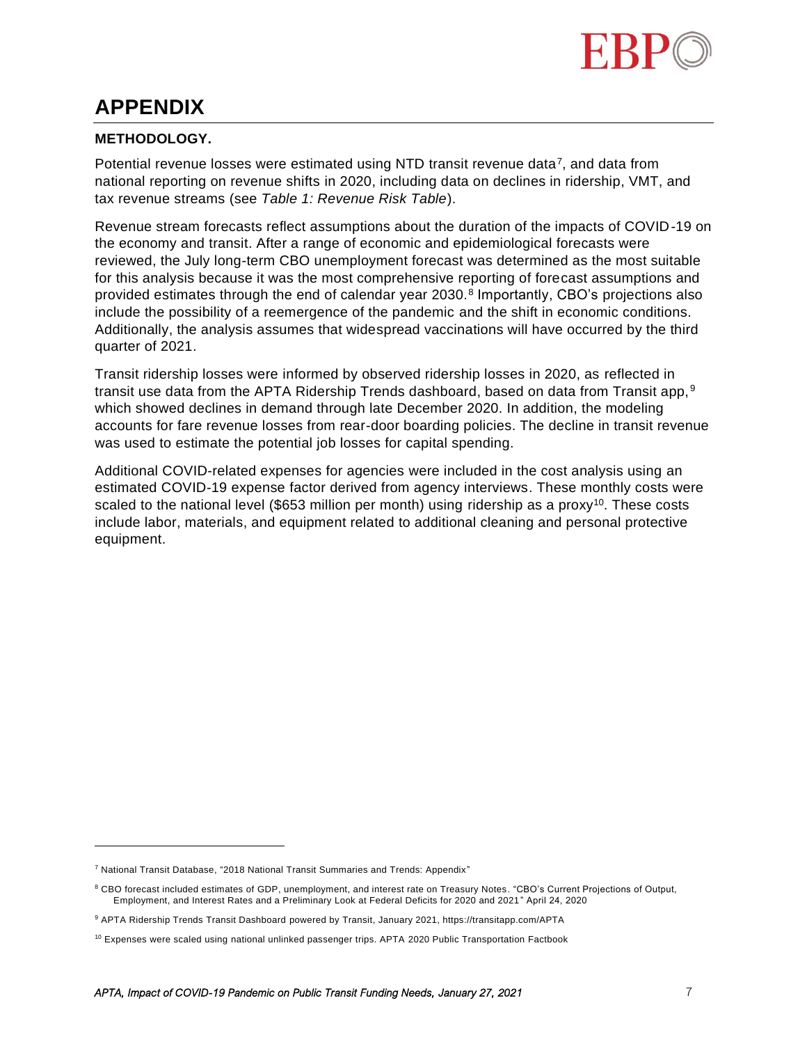# APPENDIX

**METHODOLOGY.**

Potential revenue losses were estimated using NTD transit revenue data[7], and data from national reporting on revenue shifts in 2020, including data on declines in ridership, VMT, and tax revenue streams (see *Table 1: Revenue Risk Table*).

Revenue stream forecasts reflect assumptions about the duration of the impacts of COVID-19 on the economy and transit. After a range of economic and epidemiological forecasts were reviewed, the July long-term CBO unemployment forecast was determined as the most suitable for this analysis because it was the most comprehensive reporting of forecast assumptions and provided estimates through the end of calendar year 2030.[8] Importantly, CBO's projections also include the possibility of a reemergence of the pandemic and the shift in economic conditions. Additionally, the analysis assumes that widespread vaccinations will have occurred by the third quarter of 2021.

Transit ridership losses were informed by observed ridership losses in 2020, as reflected in transit use data from the APTA Ridership Trends dashboard, based on data from Transit app,[9] which showed declines in demand through late December 2020. In addition, the modeling accounts for fare revenue losses from rear-door boarding policies. The decline in transit revenue was used to estimate the potential job losses for capital spending.

Additional COVID-related expenses for agencies were included in the cost analysis using an estimated COVID-19 expense factor derived from agency interviews. These monthly costs were scaled to the national level ($653 million per month) using ridership as a proxy[10]. These costs include labor, materials, and equipment related to additional cleaning and personal protective equipment.

---

[7] National Transit Database, "2018 National Transit Summaries and Trends: Appendix"

[8] CBO forecast included estimates of GDP, unemployment, and interest rate on Treasury Notes. "CBO's Current Projections of Output, Employment, and Interest Rates and a Preliminary Look at Federal Deficits for 2020 and 2021" April 24, 2020

[9] APTA Ridership Trends Transit Dashboard powered by Transit, January 2021, https://transitapp.com/APTA

[10] Expenses were scaled using national unlinked passenger trips. APTA 2020 Public Transportation Factbook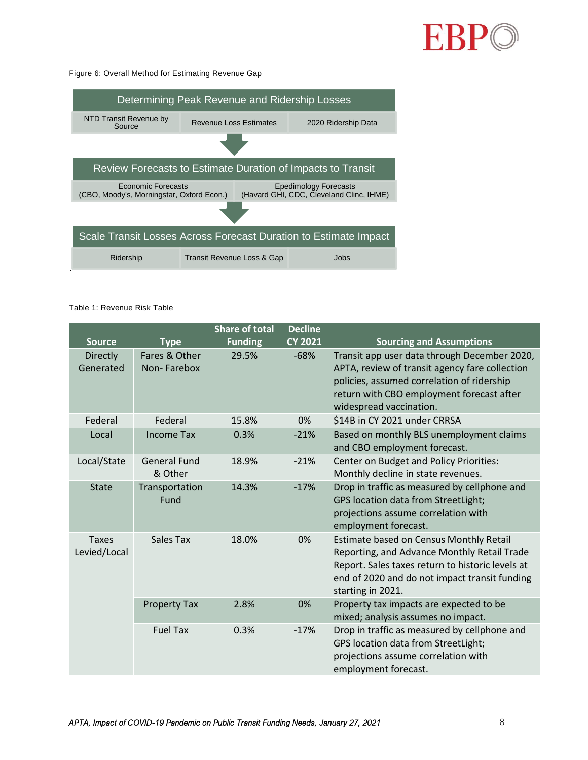Figure 6: Overall Method for Estimating Revenue Gap

**Determining Peak Revenue and Ridership Losses**

| NTD Transit Revenue by Source | Revenue Loss Estimates | 2020 Ridership Data |
|---|---|---|

**Review Forecasts to Estimate Duration of Impacts to Transit**

| Economic Forecasts (CBO, Moody's, Morningstar, Oxford Econ.) | Epedimology Forecasts (Havard GHI, CDC, Cleveland Clinc, IHME) |
|---|---|

**Scale Transit Losses Across Forecast Duration to Estimate Impact**

| Ridership | Transit Revenue Loss & Gap | Jobs |
|---|---|---|

Table 1: Revenue Risk Table

| Source | Type | Share of total Funding | Decline CY 2021 | Sourcing and Assumptions |
|---|---|---|---|---|
| Directly Generated | Fares & Other Non- Farebox | 29.5% | -68% | Transit app user data through December 2020, APTA, review of transit agency fare collection policies, assumed correlation of ridership return with CBO employment forecast after widespread vaccination. |
| Federal | Federal | 15.8% | 0% | $14B in CY 2021 under CRRSA |
| Local | Income Tax | 0.3% | -21% | Based on monthly BLS unemployment claims and CBO employment forecast. |
| Local/State | General Fund & Other | 18.9% | -21% | Center on Budget and Policy Priorities: Monthly decline in state revenues. |
| State | Transportation Fund | 14.3% | -17% | Drop in traffic as measured by cellphone and GPS location data from StreetLight; projections assume correlation with employment forecast. |
| Taxes Levied/Local | Sales Tax | 18.0% | 0% | Estimate based on Census Monthly Retail Reporting, and Advance Monthly Retail Trade Report. Sales taxes return to historic levels at end of 2020 and do not impact transit funding starting in 2021. |
| | Property Tax | 2.8% | 0% | Property tax impacts are expected to be mixed; analysis assumes no impact. |
| | Fuel Tax | 0.3% | -17% | Drop in traffic as measured by cellphone and GPS location data from StreetLight; projections assume correlation with employment forecast. |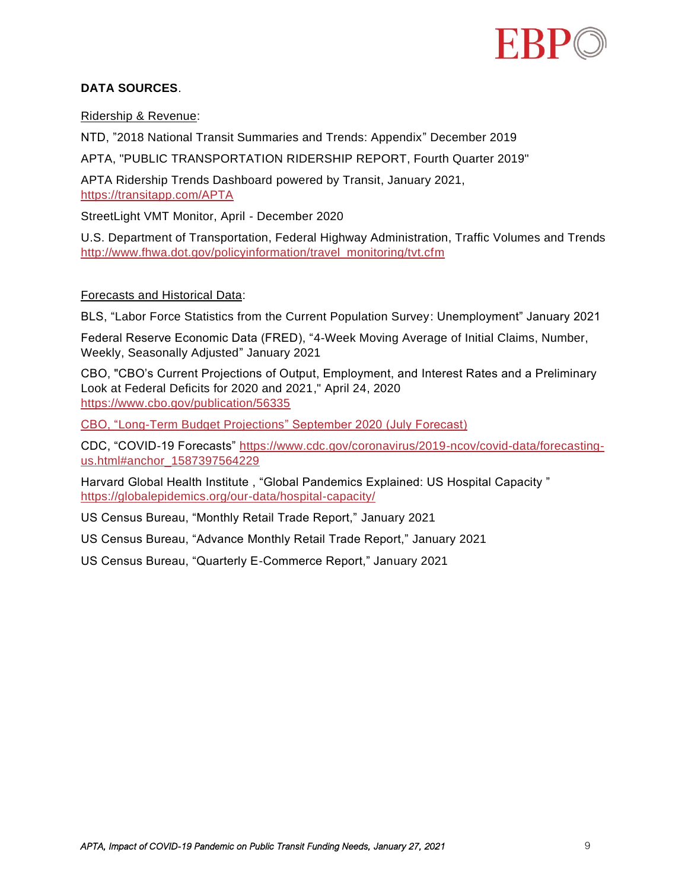**DATA SOURCES**.

Ridership & Revenue:

NTD, "2018 National Transit Summaries and Trends: Appendix" December 2019

APTA, "PUBLIC TRANSPORTATION RIDERSHIP REPORT, Fourth Quarter 2019"

APTA Ridership Trends Dashboard powered by Transit, January 2021, https://transitapp.com/APTA

StreetLight VMT Monitor, April - December 2020

U.S. Department of Transportation, Federal Highway Administration, Traffic Volumes and Trends http://www.fhwa.dot.gov/policyinformation/travel_monitoring/tvt.cfm

Forecasts and Historical Data:

BLS, "Labor Force Statistics from the Current Population Survey: Unemployment" January 2021

Federal Reserve Economic Data (FRED), "4-Week Moving Average of Initial Claims, Number, Weekly, Seasonally Adjusted" January 2021

CBO, "CBO's Current Projections of Output, Employment, and Interest Rates and a Preliminary Look at Federal Deficits for 2020 and 2021," April 24, 2020 https://www.cbo.gov/publication/56335

CBO, "Long-Term Budget Projections" September 2020 (July Forecast)

CDC, "COVID-19 Forecasts" https://www.cdc.gov/coronavirus/2019-ncov/covid-data/forecasting-us.html#anchor_1587397564229

Harvard Global Health Institute , "Global Pandemics Explained: US Hospital Capacity " https://globalepidemics.org/our-data/hospital-capacity/

US Census Bureau, "Monthly Retail Trade Report," January 2021

US Census Bureau, "Advance Monthly Retail Trade Report," January 2021

US Census Bureau, "Quarterly E-Commerce Report," January 2021